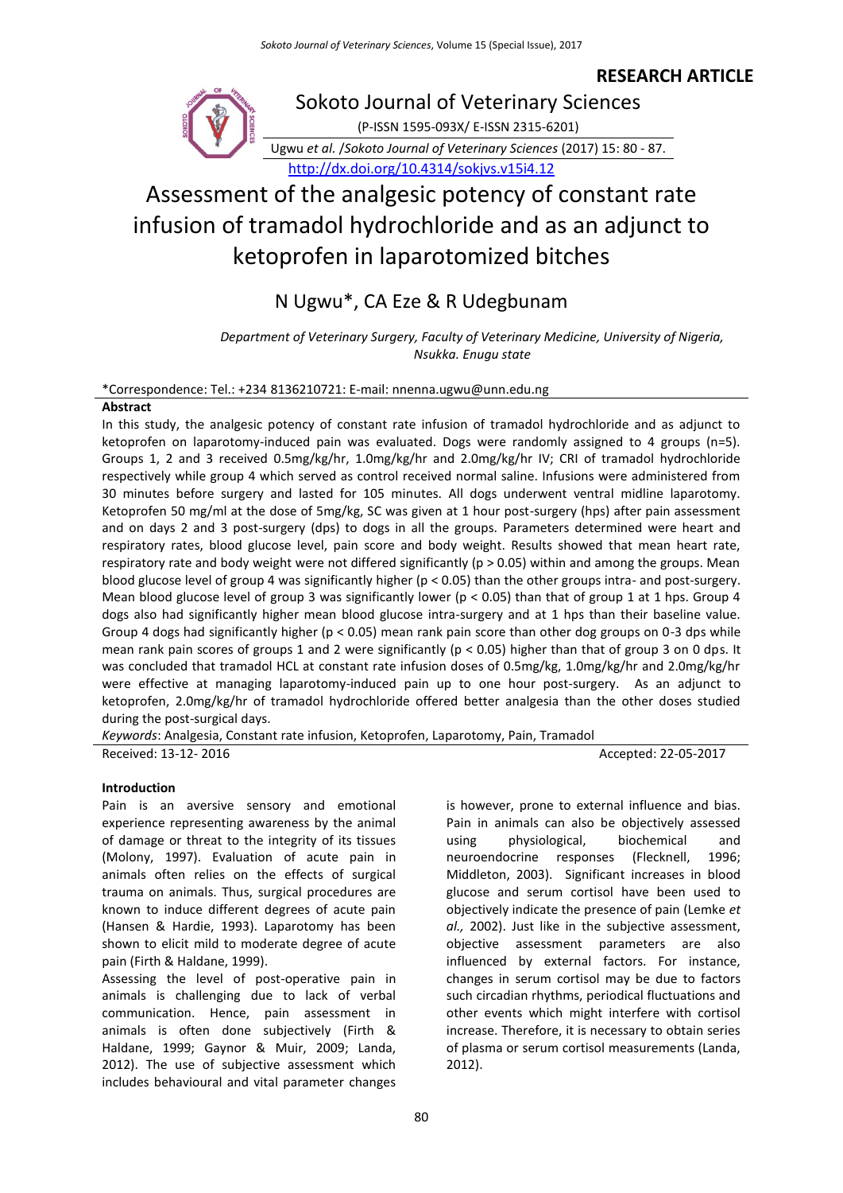**RESEARCH ARTICLE**

Sokoto Journal of Veterinary Sciences

(P-ISSN 1595-093X/ E-ISSN 2315-6201)

Ugwu *et al.* /*Sokoto Journal of Veterinary Sciences* (2017) 15: 80 - 87.

http://dx.doi.org/10.4314/sokjvs.v15i4.12

# Assessment of the analgesic potency of constant rate infusion of tramadol hydrochloride and as an adjunct to ketoprofen in laparotomized bitches

## N Ugwu*, CA Eze & R Udegbunam

*Department of Veterinary Surgery, Faculty of Veterinary Medicine, University of Nigeria, Nsukka. Enugu state*

*Correspondence: Tel.: +234 8136210721: E-mail: nnenna.ugwu@unn.edu.ng

### Abstract

In this study, the analgesic potency of constant rate infusion of tramadol hydrochloride and as adjunct to ketoprofen on laparotomy-induced pain was evaluated. Dogs were randomly assigned to 4 groups (n=5). Groups 1, 2 and 3 received 0.5mg/kg/hr, 1.0mg/kg/hr and 2.0mg/kg/hr IV; CRI of tramadol hydrochloride respectively while group 4 which served as control received normal saline. Infusions were administered from 30 minutes before surgery and lasted for 105 minutes. All dogs underwent ventral midline laparotomy. Ketoprofen 50 mg/ml at the dose of 5mg/kg, SC was given at 1 hour post-surgery (hps) after pain assessment and on days 2 and 3 post-surgery (dps) to dogs in all the groups. Parameters determined were heart and respiratory rates, blood glucose level, pain score and body weight. Results showed that mean heart rate, respiratory rate and body weight were not differed significantly ($p > 0.05$) within and among the groups. Mean blood glucose level of group 4 was significantly higher ($p < 0.05$) than the other groups intra- and post-surgery. Mean blood glucose level of group 3 was significantly lower ($p < 0.05$) than that of group 1 at 1 hps. Group 4 dogs also had significantly higher mean blood glucose intra-surgery and at 1 hps than their baseline value. Group 4 dogs had significantly higher ($p < 0.05$) mean rank pain score than other dog groups on 0-3 dps while mean rank pain scores of groups 1 and 2 were significantly ($p < 0.05$) higher than that of group 3 on 0 dps. It was concluded that tramadol HCL at constant rate infusion doses of 0.5mg/kg, 1.0mg/kg/hr and 2.0mg/kg/hr were effective at managing laparotomy-induced pain up to one hour post-surgery. As an adjunct to ketoprofen, 2.0mg/kg/hr of tramadol hydrochloride offered better analgesia than the other doses studied during the post-surgical days.

*Keywords*: Analgesia, Constant rate infusion, Ketoprofen, Laparotomy, Pain, Tramadol

Received: 13-12- 2016 Accepted: 22-05-2017

### Introduction

Pain is an aversive sensory and emotional experience representing awareness by the animal of damage or threat to the integrity of its tissues (Molony, 1997). Evaluation of acute pain in animals often relies on the effects of surgical trauma on animals. Thus, surgical procedures are known to induce different degrees of acute pain (Hansen & Hardie, 1993). Laparotomy has been shown to elicit mild to moderate degree of acute pain (Firth & Haldane, 1999).

Assessing the level of post-operative pain in animals is challenging due to lack of verbal communication. Hence, pain assessment in animals is often done subjectively (Firth & Haldane, 1999; Gaynor & Muir, 2009; Landa, 2012). The use of subjective assessment which includes behavioural and vital parameter changes is however, prone to external influence and bias. Pain in animals can also be objectively assessed using physiological, biochemical and neuroendocrine responses (Flecknell, 1996; Middleton, 2003). Significant increases in blood glucose and serum cortisol have been used to objectively indicate the presence of pain (Lemke *et al.,* 2002). Just like in the subjective assessment, objective assessment parameters are also influenced by external factors. For instance, changes in serum cortisol may be due to factors such circadian rhythms, periodical fluctuations and other events which might interfere with cortisol increase. Therefore, it is necessary to obtain series of plasma or serum cortisol measurements (Landa, 2012).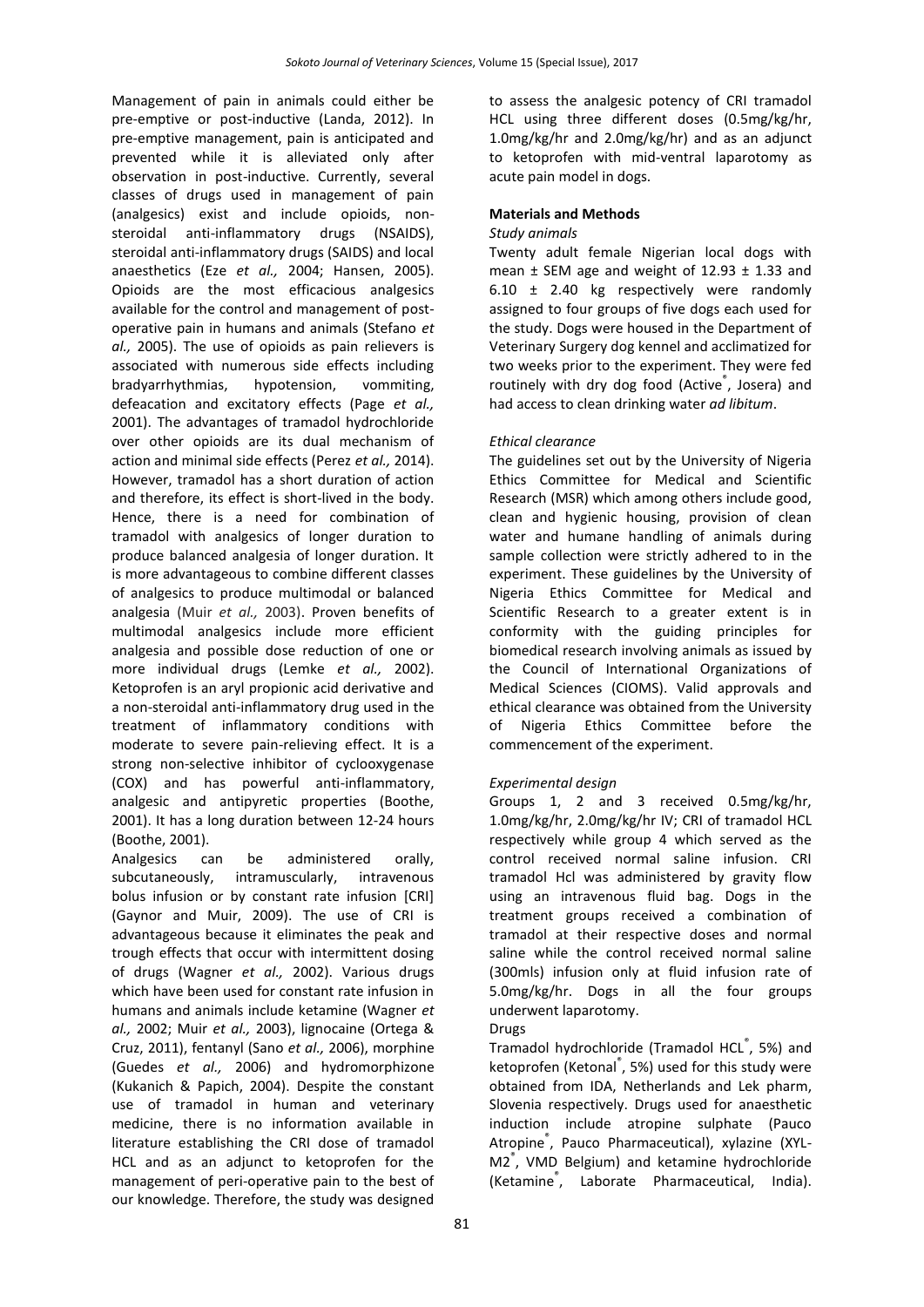Management of pain in animals could either be pre-emptive or post-inductive (Landa, 2012). In pre-emptive management, pain is anticipated and prevented while it is alleviated only after observation in post-inductive. Currently, several classes of drugs used in management of pain (analgesics) exist and include opioids, non-steroidal anti-inflammatory drugs (NSAIDS), steroidal anti-inflammatory drugs (SAIDS) and local anaesthetics (Eze *et al.,* 2004; Hansen, 2005). Opioids are the most efficacious analgesics available for the control and management of post-operative pain in humans and animals (Stefano *et al.,* 2005). The use of opioids as pain relievers is associated with numerous side effects including bradyarrhythmias, hypotension, vommiting, defeacation and excitatory effects (Page *et al.,* 2001). The advantages of tramadol hydrochloride over other opioids are its dual mechanism of action and minimal side effects (Perez *et al.,* 2014). However, tramadol has a short duration of action and therefore, its effect is short-lived in the body. Hence, there is a need for combination of tramadol with analgesics of longer duration to produce balanced analgesia of longer duration. It is more advantageous to combine different classes of analgesics to produce multimodal or balanced analgesia (Muir *et al.,* 2003). Proven benefits of multimodal analgesics include more efficient analgesia and possible dose reduction of one or more individual drugs (Lemke *et al.,* 2002). Ketoprofen is an aryl propionic acid derivative and a non-steroidal anti-inflammatory drug used in the treatment of inflammatory conditions with moderate to severe pain-relieving effect. It is a strong non-selective inhibitor of cyclooxygenase (COX) and has powerful anti-inflammatory, analgesic and antipyretic properties (Boothe, 2001). It has a long duration between 12-24 hours (Boothe, 2001).

Analgesics can be administered orally, subcutaneously, intramuscularly, intravenous bolus infusion or by constant rate infusion [CRI] (Gaynor and Muir, 2009). The use of CRI is advantageous because it eliminates the peak and trough effects that occur with intermittent dosing of drugs (Wagner *et al.,* 2002). Various drugs which have been used for constant rate infusion in humans and animals include ketamine (Wagner *et al.,* 2002; Muir *et al.,* 2003), lignocaine (Ortega & Cruz, 2011), fentanyl (Sano *et al.,* 2006), morphine (Guedes *et al.,* 2006) and hydromorphizone (Kukanich & Papich, 2004). Despite the constant use of tramadol in human and veterinary medicine, there is no information available in literature establishing the CRI dose of tramadol HCL and as an adjunct to ketoprofen for the management of peri-operative pain to the best of our knowledge. Therefore, the study was designed to assess the analgesic potency of CRI tramadol HCL using three different doses (0.5mg/kg/hr, 1.0mg/kg/hr and 2.0mg/kg/hr) and as an adjunct to ketoprofen with mid-ventral laparotomy as acute pain model in dogs.

## Materials and Methods

### *Study animals*

Twenty adult female Nigerian local dogs with mean ± SEM age and weight of 12.93 ± 1.33 and 6.10 ± 2.40 kg respectively were randomly assigned to four groups of five dogs each used for the study. Dogs were housed in the Department of Veterinary Surgery dog kennel and acclimatized for two weeks prior to the experiment. They were fed routinely with dry dog food (Active®, Josera) and had access to clean drinking water *ad libitum*.

### *Ethical clearance*

The guidelines set out by the University of Nigeria Ethics Committee for Medical and Scientific Research (MSR) which among others include good, clean and hygienic housing, provision of clean water and humane handling of animals during sample collection were strictly adhered to in the experiment. These guidelines by the University of Nigeria Ethics Committee for Medical and Scientific Research to a greater extent is in conformity with the guiding principles for biomedical research involving animals as issued by the Council of International Organizations of Medical Sciences (CIOMS). Valid approvals and ethical clearance was obtained from the University of Nigeria Ethics Committee before the commencement of the experiment.

### *Experimental design*

Groups 1, 2 and 3 received 0.5mg/kg/hr, 1.0mg/kg/hr, 2.0mg/kg/hr IV; CRI of tramadol HCL respectively while group 4 which served as the control received normal saline infusion. CRI tramadol Hcl was administered by gravity flow using an intravenous fluid bag. Dogs in the treatment groups received a combination of tramadol at their respective doses and normal saline while the control received normal saline (300mls) infusion only at fluid infusion rate of 5.0mg/kg/hr. Dogs in all the four groups underwent laparotomy.

Drugs

Tramadol hydrochloride (Tramadol HCL®, 5%) and ketoprofen (Ketonal®, 5%) used for this study were obtained from IDA, Netherlands and Lek pharm, Slovenia respectively. Drugs used for anaesthetic induction include atropine sulphate (Pauco Atropine®, Pauco Pharmaceutical), xylazine (XYL-M2®, VMD Belgium) and ketamine hydrochloride (Ketamine®, Laborate Pharmaceutical, India).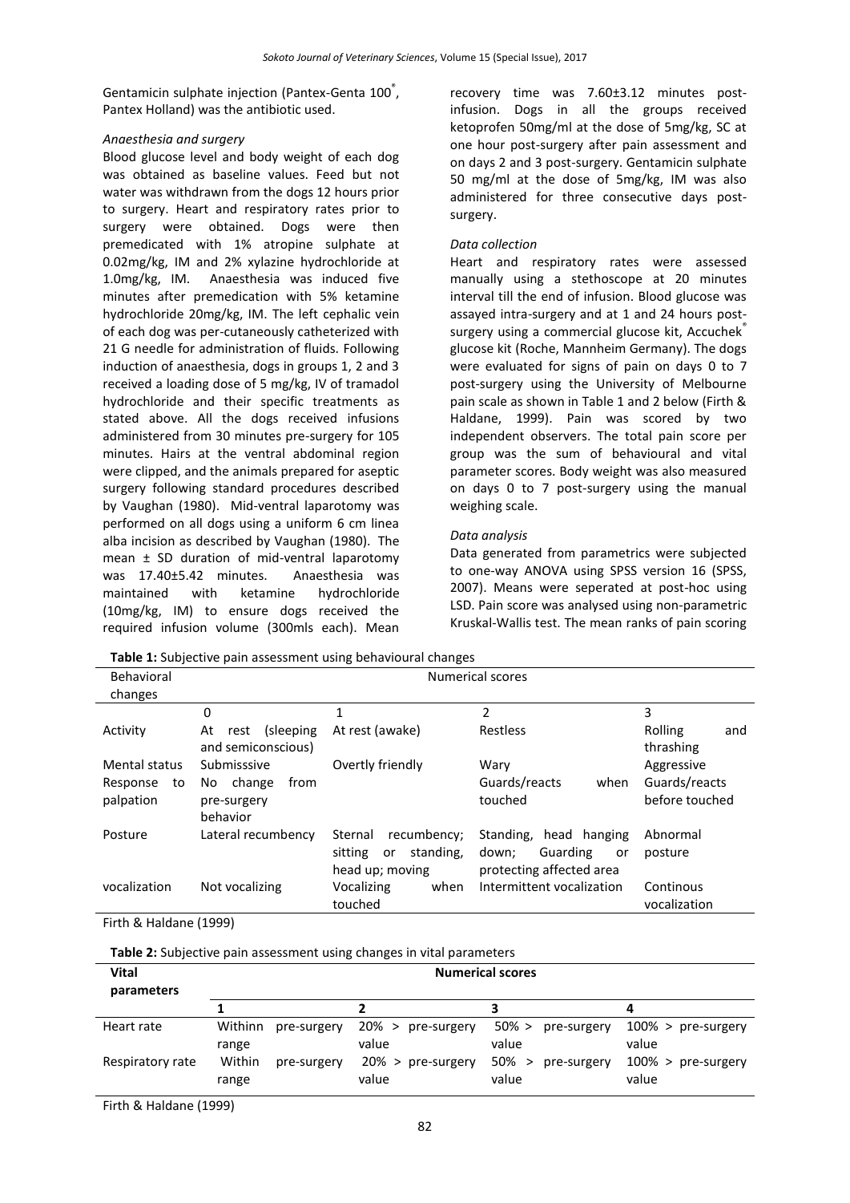Gentamicin sulphate injection (Pantex-Genta 100®, Pantex Holland) was the antibiotic used.

*Anaesthesia and surgery*

Blood glucose level and body weight of each dog was obtained as baseline values. Feed but not water was withdrawn from the dogs 12 hours prior to surgery. Heart and respiratory rates prior to surgery were obtained. Dogs were then premedicated with 1% atropine sulphate at 0.02mg/kg, IM and 2% xylazine hydrochloride at 1.0mg/kg, IM. Anaesthesia was induced five minutes after premedication with 5% ketamine hydrochloride 20mg/kg, IM. The left cephalic vein of each dog was per-cutaneously catheterized with 21 G needle for administration of fluids. Following induction of anaesthesia, dogs in groups 1, 2 and 3 received a loading dose of 5 mg/kg, IV of tramadol hydrochloride and their specific treatments as stated above. All the dogs received infusions administered from 30 minutes pre-surgery for 105 minutes. Hairs at the ventral abdominal region were clipped, and the animals prepared for aseptic surgery following standard procedures described by Vaughan (1980). Mid-ventral laparotomy was performed on all dogs using a uniform 6 cm linea alba incision as described by Vaughan (1980). The mean ± SD duration of mid-ventral laparotomy was 17.40±5.42 minutes. Anaesthesia was maintained with ketamine hydrochloride (10mg/kg, IM) to ensure dogs received the required infusion volume (300mls each). Mean recovery time was 7.60±3.12 minutes post-infusion. Dogs in all the groups received ketoprofen 50mg/ml at the dose of 5mg/kg, SC at one hour post-surgery after pain assessment and on days 2 and 3 post-surgery. Gentamicin sulphate 50 mg/ml at the dose of 5mg/kg, IM was also administered for three consecutive days post-surgery.

*Data collection*

Heart and respiratory rates were assessed manually using a stethoscope at 20 minutes interval till the end of infusion. Blood glucose was assayed intra-surgery and at 1 and 24 hours post-surgery using a commercial glucose kit, Accuchek® glucose kit (Roche, Mannheim Germany). The dogs were evaluated for signs of pain on days 0 to 7 post-surgery using the University of Melbourne pain scale as shown in Table 1 and 2 below (Firth & Haldane, 1999). Pain was scored by two independent observers. The total pain score per group was the sum of behavioural and vital parameter scores. Body weight was also measured on days 0 to 7 post-surgery using the manual weighing scale.

*Data analysis*

Data generated from parametrics were subjected to one-way ANOVA using SPSS version 16 (SPSS, 2007). Means were seperated at post-hoc using LSD. Pain score was analysed using non-parametric Kruskal-Wallis test. The mean ranks of pain scoring

**Table 1:** Subjective pain assessment using behavioural changes

| Behavioral changes | Numerical scores | | | |
|---|---|---|---|---|
| | 0 | 1 | 2 | 3 |
| Activity | At rest (sleeping and semiconscious) | At rest (awake) | Restless | Rolling and thrashing |
| Mental status | Submisssive | Overtly friendly | Wary | Aggressive |
| Response to palpation | No change from pre-surgery behavior | | Guards/reacts when touched | Guards/reacts before touched |
| Posture | Lateral recumbency | Sternal recumbency; sitting or standing, head up; moving | Standing, head hanging down; Guarding or protecting affected area | Abnormal posture |
| vocalization | Not vocalizing | Vocalizing when touched | Intermittent vocalization | Continous vocalization |

Firth & Haldane (1999)

**Table 2:** Subjective pain assessment using changes in vital parameters

| **Vital parameters** | **Numerical scores** | | | |
|---|---|---|---|---|
| | **1** | **2** | **3** | **4** |
| Heart rate | Withinn pre-surgery range | 20% > pre-surgery value | 50% > pre-surgery value | 100% > pre-surgery value |
| Respiratory rate | Within pre-surgery range | 20% > pre-surgery value | 50% > pre-surgery value | 100% > pre-surgery value |

Firth & Haldane (1999)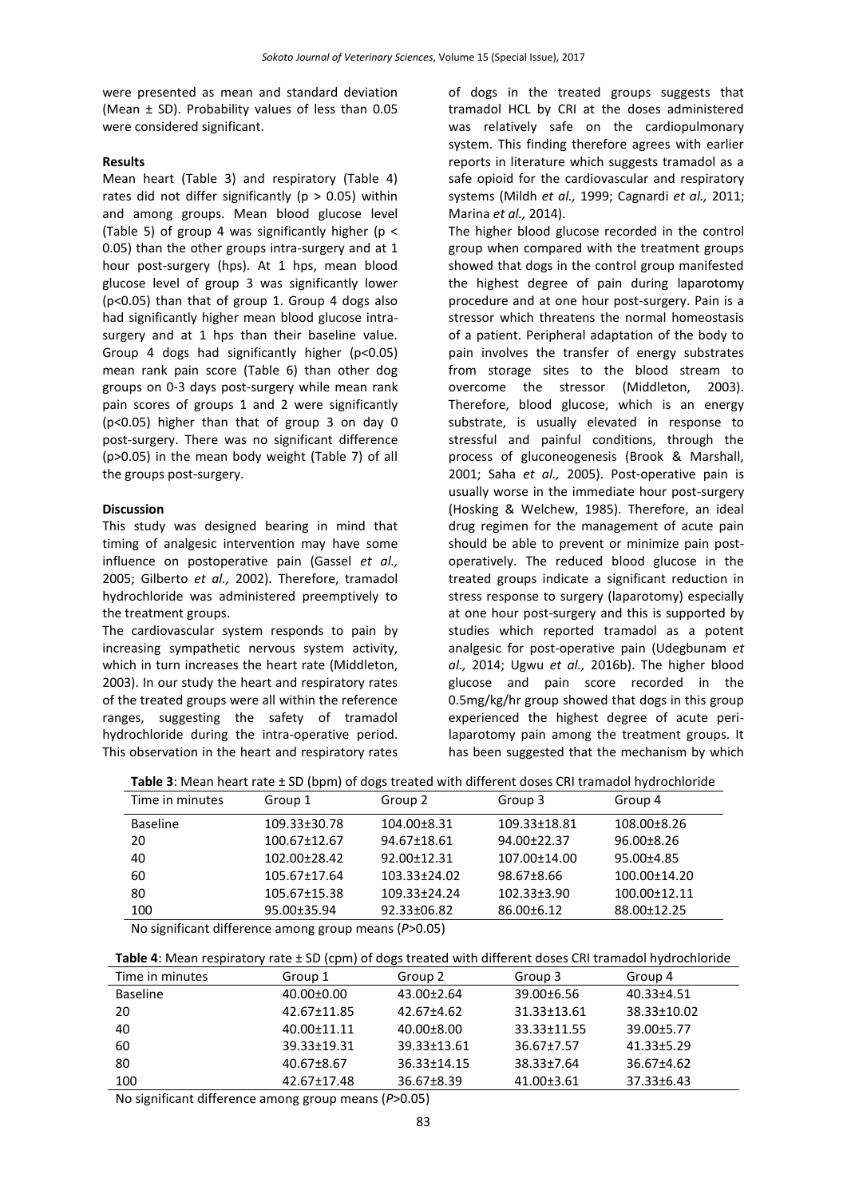were presented as mean and standard deviation (Mean ± SD). Probability values of less than 0.05 were considered significant.

**Results**

Mean heart (Table 3) and respiratory (Table 4) rates did not differ significantly ($p > 0.05$) within and among groups. Mean blood glucose level (Table 5) of group 4 was significantly higher ($p < 0.05$) than the other groups intra-surgery and at 1 hour post-surgery (hps). At 1 hps, mean blood glucose level of group 3 was significantly lower ($p<0.05$) than that of group 1. Group 4 dogs also had significantly higher mean blood glucose intra-surgery and at 1 hps than their baseline value. Group 4 dogs had significantly higher ($p<0.05$) mean rank pain score (Table 6) than other dog groups on 0-3 days post-surgery while mean rank pain scores of groups 1 and 2 were significantly ($p<0.05$) higher than that of group 3 on day 0 post-surgery. There was no significant difference ($p>0.05$) in the mean body weight (Table 7) of all the groups post-surgery.

**Discussion**

This study was designed bearing in mind that timing of analgesic intervention may have some influence on postoperative pain (Gassel *et al.,* 2005; Gilberto *et al.,* 2002). Therefore, tramadol hydrochloride was administered preemptively to the treatment groups.

The cardiovascular system responds to pain by increasing sympathetic nervous system activity, which in turn increases the heart rate (Middleton, 2003). In our study the heart and respiratory rates of the treated groups were all within the reference ranges, suggesting the safety of tramadol hydrochloride during the intra-operative period. This observation in the heart and respiratory rates of dogs in the treated groups suggests that tramadol HCL by CRI at the doses administered was relatively safe on the cardiopulmonary system. This finding therefore agrees with earlier reports in literature which suggests tramadol as a safe opioid for the cardiovascular and respiratory systems (Mildh *et al.,* 1999; Cagnardi *et al.,* 2011; Marina *et al.,* 2014).

The higher blood glucose recorded in the control group when compared with the treatment groups showed that dogs in the control group manifested the highest degree of pain during laparotomy procedure and at one hour post-surgery. Pain is a stressor which threatens the normal homeostasis of a patient. Peripheral adaptation of the body to pain involves the transfer of energy substrates from storage sites to the blood stream to overcome the stressor (Middleton, 2003). Therefore, blood glucose, which is an energy substrate, is usually elevated in response to stressful and painful conditions, through the process of gluconeogenesis (Brook & Marshall, 2001; Saha *et al.,* 2005). Post-operative pain is usually worse in the immediate hour post-surgery (Hosking & Welchew, 1985). Therefore, an ideal drug regimen for the management of acute pain should be able to prevent or minimize pain post-operatively. The reduced blood glucose in the treated groups indicate a significant reduction in stress response to surgery (laparotomy) especially at one hour post-surgery and this is supported by studies which reported tramadol as a potent analgesic for post-operative pain (Udegbunam *et al.,* 2014; Ugwu *et al.,* 2016b). The higher blood glucose and pain score recorded in the 0.5mg/kg/hr group showed that dogs in this group experienced the highest degree of acute peri-laparotomy pain among the treatment groups. It has been suggested that the mechanism by which

**Table 3**: Mean heart rate ± SD (bpm) of dogs treated with different doses CRI tramadol hydrochloride

| Time in minutes | Group 1 | Group 2 | Group 3 | Group 4 |
|---|---|---|---|---|
| Baseline | 109.33±30.78 | 104.00±8.31 | 109.33±18.81 | 108.00±8.26 |
| 20 | 100.67±12.67 | 94.67±18.61 | 94.00±22.37 | 96.00±8.26 |
| 40 | 102.00±28.42 | 92.00±12.31 | 107.00±14.00 | 95.00±4.85 |
| 60 | 105.67±17.64 | 103.33±24.02 | 98.67±8.66 | 100.00±14.20 |
| 80 | 105.67±15.38 | 109.33±24.24 | 102.33±3.90 | 100.00±12.11 |
| 100 | 95.00±35.94 | 92.33±06.82 | 86.00±6.12 | 88.00±12.25 |

No significant difference among group means (*P*>0.05)

**Table 4**: Mean respiratory rate ± SD (cpm) of dogs treated with different doses CRI tramadol hydrochloride

| Time in minutes | Group 1 | Group 2 | Group 3 | Group 4 |
|---|---|---|---|---|
| Baseline | 40.00±0.00 | 43.00±2.64 | 39.00±6.56 | 40.33±4.51 |
| 20 | 42.67±11.85 | 42.67±4.62 | 31.33±13.61 | 38.33±10.02 |
| 40 | 40.00±11.11 | 40.00±8.00 | 33.33±11.55 | 39.00±5.77 |
| 60 | 39.33±19.31 | 39.33±13.61 | 36.67±7.57 | 41.33±5.29 |
| 80 | 40.67±8.67 | 36.33±14.15 | 38.33±7.64 | 36.67±4.62 |
| 100 | 42.67±17.48 | 36.67±8.39 | 41.00±3.61 | 37.33±6.43 |

No significant difference among group means (*P*>0.05)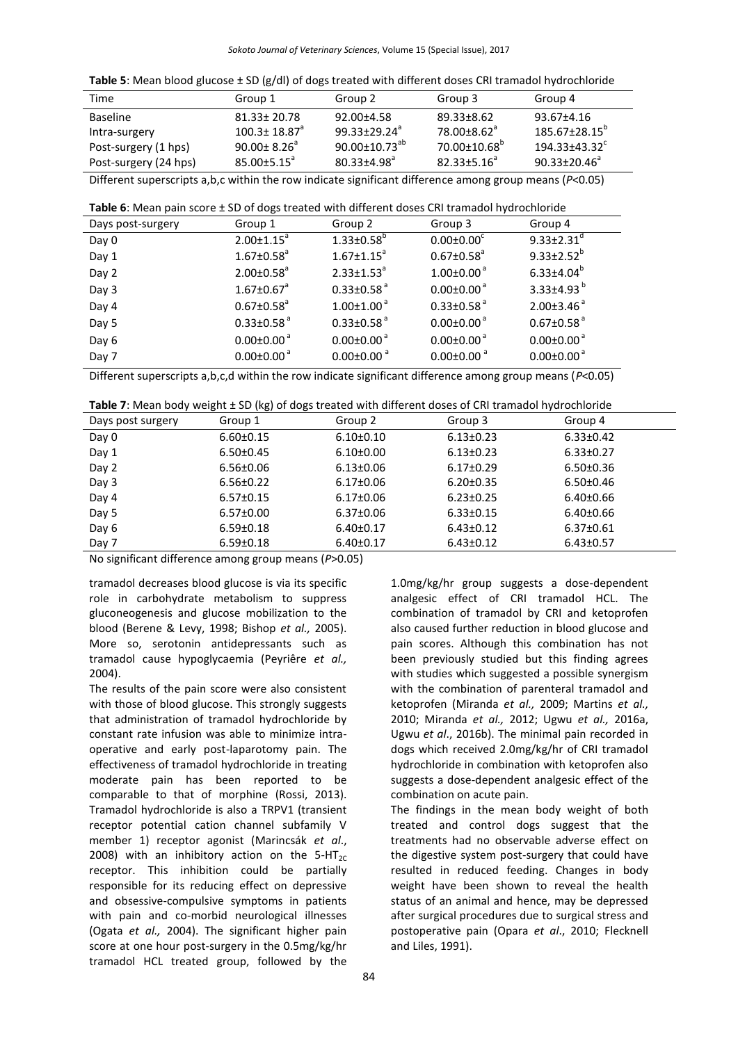**Table 5**: Mean blood glucose ± SD (g/dl) of dogs treated with different doses CRI tramadol hydrochloride

| Time | Group 1 | Group 2 | Group 3 | Group 4 |
|---|---|---|---|---|
| Baseline | 81.33± 20.78 | 92.00±4.58 | 89.33±8.62 | 93.67±4.16 |
| Intra-surgery | 100.3± 18.87$^{a}$ | 99.33±29.24$^{a}$ | 78.00±8.62$^{a}$ | 185.67±28.15$^{b}$ |
| Post-surgery (1 hps) | 90.00± 8.26$^{a}$ | 90.00±10.73$^{ab}$ | 70.00±10.68$^{b}$ | 194.33±43.32$^{c}$ |
| Post-surgery (24 hps) | 85.00±5.15$^{a}$ | 80.33±4.98$^{a}$ | 82.33±5.16$^{a}$ | 90.33±20.46$^{a}$ |

Different superscripts a,b,c within the row indicate significant difference among group means ($P$<0.05)

**Table 6**: Mean pain score ± SD of dogs treated with different doses CRI tramadol hydrochloride

| Days post-surgery | Group 1 | Group 2 | Group 3 | Group 4 |
|---|---|---|---|---|
| Day 0 | 2.00±1.15$^{a}$ | 1.33±0.58$^{b}$ | 0.00±0.00$^{c}$ | 9.33±2.31$^{d}$ |
| Day 1 | 1.67±0.58$^{a}$ | 1.67±1.15$^{a}$ | 0.67±0.58$^{a}$ | 9.33±2.52$^{b}$ |
| Day 2 | 2.00±0.58$^{a}$ | 2.33±1.53$^{a}$ | 1.00±0.00$^{a}$ | 6.33±4.04$^{b}$ |
| Day 3 | 1.67±0.67$^{a}$ | 0.33±0.58$^{a}$ | 0.00±0.00$^{a}$ | 3.33±4.93$^{b}$ |
| Day 4 | 0.67±0.58$^{a}$ | 1.00±1.00$^{a}$ | 0.33±0.58$^{a}$ | 2.00±3.46$^{a}$ |
| Day 5 | 0.33±0.58$^{a}$ | 0.33±0.58$^{a}$ | 0.00±0.00$^{a}$ | 0.67±0.58$^{a}$ |
| Day 6 | 0.00±0.00$^{a}$ | 0.00±0.00$^{a}$ | 0.00±0.00$^{a}$ | 0.00±0.00$^{a}$ |
| Day 7 | 0.00±0.00$^{a}$ | 0.00±0.00$^{a}$ | 0.00±0.00$^{a}$ | 0.00±0.00$^{a}$ |

Different superscripts a,b,c,d within the row indicate significant difference among group means ($P$<0.05)

**Table 7**: Mean body weight ± SD (kg) of dogs treated with different doses of CRI tramadol hydrochloride

| Days post surgery | Group 1 | Group 2 | Group 3 | Group 4 |
|---|---|---|---|---|
| Day 0 | 6.60±0.15 | 6.10±0.10 | 6.13±0.23 | 6.33±0.42 |
| Day 1 | 6.50±0.45 | 6.10±0.00 | 6.13±0.23 | 6.33±0.27 |
| Day 2 | 6.56±0.06 | 6.13±0.06 | 6.17±0.29 | 6.50±0.36 |
| Day 3 | 6.56±0.22 | 6.17±0.06 | 6.20±0.35 | 6.50±0.46 |
| Day 4 | 6.57±0.15 | 6.17±0.06 | 6.23±0.25 | 6.40±0.66 |
| Day 5 | 6.57±0.00 | 6.37±0.06 | 6.33±0.15 | 6.40±0.66 |
| Day 6 | 6.59±0.18 | 6.40±0.17 | 6.43±0.12 | 6.37±0.61 |
| Day 7 | 6.59±0.18 | 6.40±0.17 | 6.43±0.12 | 6.43±0.57 |

No significant difference among group means ($P$>0.05)

tramadol decreases blood glucose is via its specific role in carbohydrate metabolism to suppress gluconeogenesis and glucose mobilization to the blood (Berene & Levy, 1998; Bishop *et al.,* 2005). More so, serotonin antidepressants such as tramadol cause hypoglycaemia (Peyriêre *et al.,* 2004).

The results of the pain score were also consistent with those of blood glucose. This strongly suggests that administration of tramadol hydrochloride by constant rate infusion was able to minimize intra-operative and early post-laparotomy pain. The effectiveness of tramadol hydrochloride in treating moderate pain has been reported to be comparable to that of morphine (Rossi, 2013). Tramadol hydrochloride is also a TRPV1 (transient receptor potential cation channel subfamily V member 1) receptor agonist (Marincsák *et al*., 2008) with an inhibitory action on the 5-$HT_{2C}$ receptor. This inhibition could be partially responsible for its reducing effect on depressive and obsessive-compulsive symptoms in patients with pain and co-morbid neurological illnesses (Ogata *et al.,* 2004). The significant higher pain score at one hour post-surgery in the 0.5mg/kg/hr tramadol HCL treated group, followed by the 1.0mg/kg/hr group suggests a dose-dependent analgesic effect of CRI tramadol HCL. The combination of tramadol by CRI and ketoprofen also caused further reduction in blood glucose and pain scores. Although this combination has not been previously studied but this finding agrees with studies which suggested a possible synergism with the combination of parenteral tramadol and ketoprofen (Miranda *et al.,* 2009; Martins *et al.,* 2010; Miranda *et al.,* 2012; Ugwu *et al.,* 2016a, Ugwu *et al*., 2016b). The minimal pain recorded in dogs which received 2.0mg/kg/hr of CRI tramadol hydrochloride in combination with ketoprofen also suggests a dose-dependent analgesic effect of the combination on acute pain.

The findings in the mean body weight of both treated and control dogs suggest that the treatments had no observable adverse effect on the digestive system post-surgery that could have resulted in reduced feeding. Changes in body weight have been shown to reveal the health status of an animal and hence, may be depressed after surgical procedures due to surgical stress and postoperative pain (Opara *et al*., 2010; Flecknell and Liles, 1991).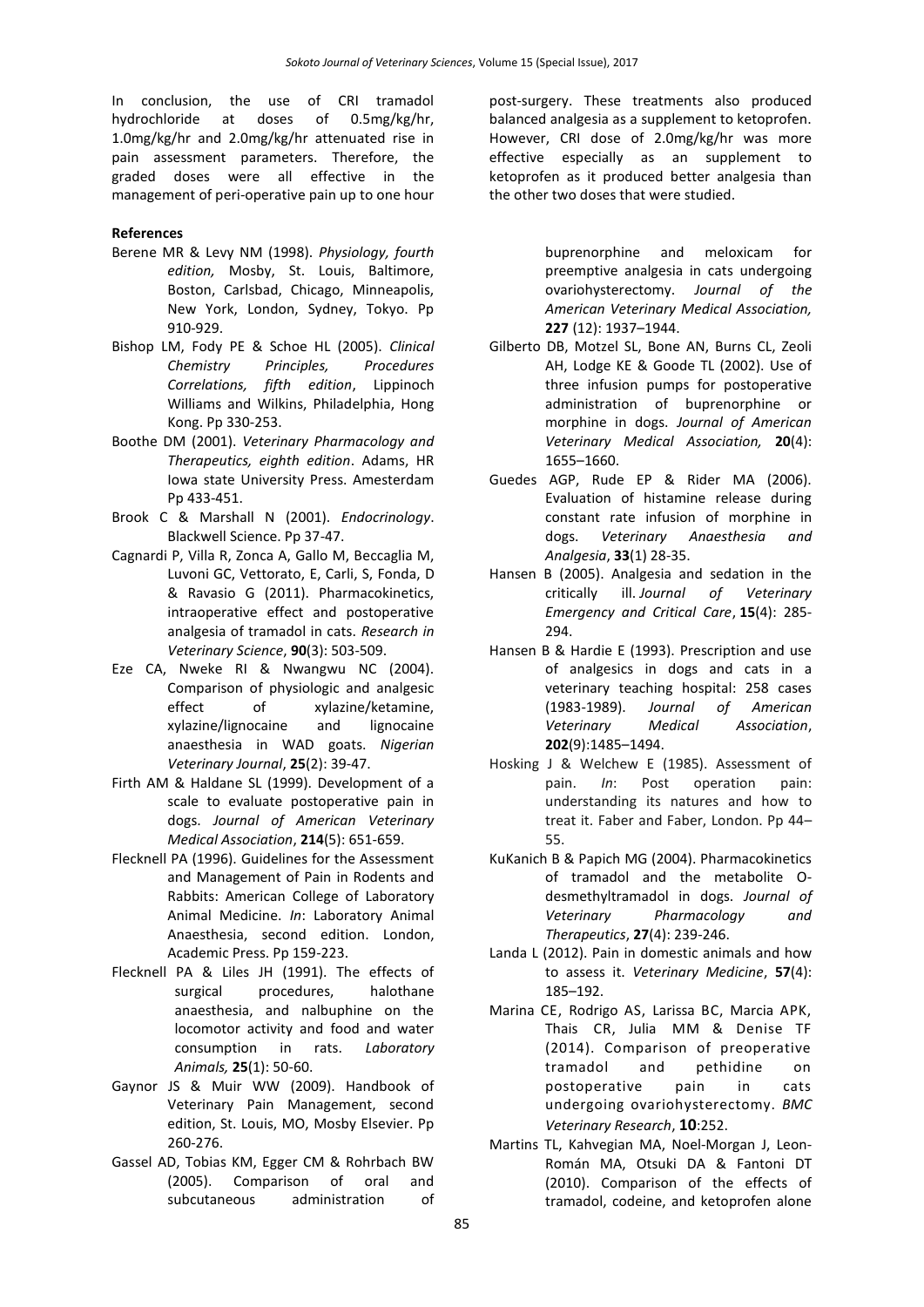In conclusion, the use of CRI tramadol hydrochloride at doses of 0.5mg/kg/hr, 1.0mg/kg/hr and 2.0mg/kg/hr attenuated rise in pain assessment parameters. Therefore, the graded doses were all effective in the management of peri-operative pain up to one hour post-surgery. These treatments also produced balanced analgesia as a supplement to ketoprofen. However, CRI dose of 2.0mg/kg/hr was more effective especially as an supplement to ketoprofen as it produced better analgesia than the other two doses that were studied.

**References**

Berene MR & Levy NM (1998). *Physiology, fourth edition,* Mosby, St. Louis, Baltimore, Boston, Carlsbad, Chicago, Minneapolis, New York, London, Sydney, Tokyo. Pp 910-929.

Bishop LM, Fody PE & Schoe HL (2005). *Clinical Chemistry Principles, Procedures Correlations, fifth edition*, Lippinoch Williams and Wilkins, Philadelphia, Hong Kong. Pp 330-253.

Boothe DM (2001). *Veterinary Pharmacology and Therapeutics, eighth edition*. Adams, HR Iowa state University Press. Amesterdam Pp 433-451.

Brook C & Marshall N (2001). *Endocrinology*. Blackwell Science. Pp 37-47.

Cagnardi P, Villa R, Zonca A, Gallo M, Beccaglia M, Luvoni GC, Vettorato, E, Carli, S, Fonda, D & Ravasio G (2011). Pharmacokinetics, intraoperative effect and postoperative analgesia of tramadol in cats. *Research in Veterinary Science*, **90**(3): 503-509.

Eze CA, Nweke RI & Nwangwu NC (2004). Comparison of physiologic and analgesic effect of xylazine/ketamine, xylazine/lignocaine and lignocaine anaesthesia in WAD goats. *Nigerian Veterinary Journal*, **25**(2): 39-47.

Firth AM & Haldane SL (1999). Development of a scale to evaluate postoperative pain in dogs. *Journal of American Veterinary Medical Association*, **214**(5): 651-659.

Flecknell PA (1996). Guidelines for the Assessment and Management of Pain in Rodents and Rabbits: American College of Laboratory Animal Medicine. *In*: Laboratory Animal Anaesthesia, second edition. London, Academic Press. Pp 159-223.

Flecknell PA & Liles JH (1991). The effects of surgical procedures, halothane anaesthesia, and nalbuphine on the locomotor activity and food and water consumption in rats. *Laboratory Animals,* **25**(1): 50-60.

Gaynor JS & Muir WW (2009). Handbook of Veterinary Pain Management, second edition, St. Louis, MO, Mosby Elsevier. Pp 260-276.

Gassel AD, Tobias KM, Egger CM & Rohrbach BW (2005). Comparison of oral and subcutaneous administration of buprenorphine and meloxicam for preemptive analgesia in cats undergoing ovariohysterectomy. *Journal of the American Veterinary Medical Association,* **227** (12): 1937–1944.

Gilberto DB, Motzel SL, Bone AN, Burns CL, Zeoli AH, Lodge KE & Goode TL (2002). Use of three infusion pumps for postoperative administration of buprenorphine or morphine in dogs. *Journal of American Veterinary Medical Association,* **20**(4): 1655–1660.

Guedes AGP, Rude EP & Rider MA (2006). Evaluation of histamine release during constant rate infusion of morphine in dogs. *Veterinary Anaesthesia and Analgesia*, **33**(1) 28-35.

Hansen B (2005). Analgesia and sedation in the critically ill. *Journal of Veterinary Emergency and Critical Care*, **15**(4): 285-294.

Hansen B & Hardie E (1993). Prescription and use of analgesics in dogs and cats in a veterinary teaching hospital: 258 cases (1983-1989). *Journal of American Veterinary Medical Association*, **202**(9):1485–1494.

Hosking J & Welchew E (1985). Assessment of pain. *In*: Post operation pain: understanding its natures and how to treat it. Faber and Faber, London. Pp 44–55.

KuKanich B & Papich MG (2004). Pharmacokinetics of tramadol and the metabolite O-desmethyltramadol in dogs. *Journal of Veterinary Pharmacology and Therapeutics*, **27**(4): 239-246.

Landa L (2012). Pain in domestic animals and how to assess it. *Veterinary Medicine*, **57**(4): 185–192.

Marina CE, Rodrigo AS, Larissa BC, Marcia APK, Thais CR, Julia MM & Denise TF (2014). Comparison of preoperative tramadol and pethidine on postoperative pain in cats undergoing ovariohysterectomy. *BMC Veterinary Research*, **10**:252.

Martins TL, Kahvegian MA, Noel-Morgan J, Leon-Román MA, Otsuki DA & Fantoni DT (2010). Comparison of the effects of tramadol, codeine, and ketoprofen alone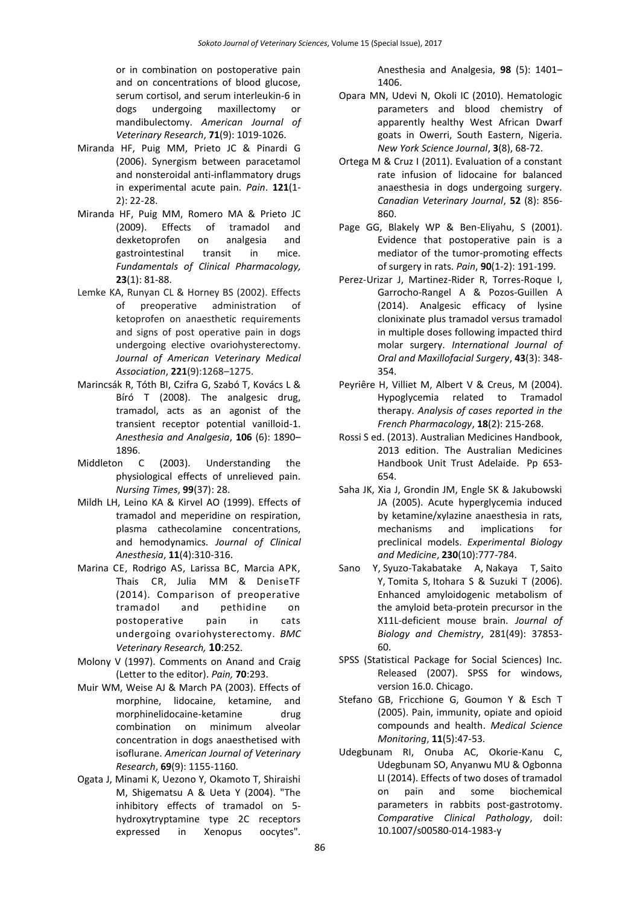or in combination on postoperative pain and on concentrations of blood glucose, serum cortisol, and serum interleukin-6 in dogs undergoing maxillectomy or mandibulectomy. *American Journal of Veterinary Research*, **71**(9): 1019-1026.

Miranda HF, Puig MM, Prieto JC & Pinardi G (2006). Synergism between paracetamol and nonsteroidal anti-inflammatory drugs in experimental acute pain. *Pain*. **121**(1-2): 22-28.

Miranda HF, Puig MM, Romero MA & Prieto JC (2009). Effects of tramadol and dexketoprofen on analgesia and gastrointestinal transit in mice. *Fundamentals of Clinical Pharmacology,* **23**(1): 81-88.

Lemke KA, Runyan CL & Horney BS (2002). Effects of preoperative administration of ketoprofen on anaesthetic requirements and signs of post operative pain in dogs undergoing elective ovariohysterectomy. *Journal of American Veterinary Medical Association*, **221**(9):1268–1275.

Marincsák R, Tóth BI, Czifra G, Szabó T, Kovács L & Bíró T (2008). The analgesic drug, tramadol, acts as an agonist of the transient receptor potential vanilloid-1. *Anesthesia and Analgesia*, **106** (6): 1890–1896.

Middleton C (2003). Understanding the physiological effects of unrelieved pain. *Nursing Times*, **99**(37): 28.

Mildh LH, Leino KA & Kirvel AO (1999). Effects of tramadol and meperidine on respiration, plasma cathecolamine concentrations, and hemodynamics. *Journal of Clinical Anesthesia*, **11**(4):310-316.

Marina CE, Rodrigo AS, Larissa BC, Marcia APK, Thais CR, Julia MM & DeniseTF (2014). Comparison of preoperative tramadol and pethidine on postoperative pain in cats undergoing ovariohysterectomy. *BMC Veterinary Research,* **10**:252.

Molony V (1997). Comments on Anand and Craig (Letter to the editor). *Pain,* **70**:293.

Muir WM, Weise AJ & March PA (2003). Effects of morphine, lidocaine, ketamine, and morphinelidocaine-ketamine drug combination on minimum alveolar concentration in dogs anaesthetised with isoflurane. *American Journal of Veterinary Research*, **69**(9): 1155-1160.

Ogata J, Minami K, Uezono Y, Okamoto T, Shiraishi M, Shigematsu A & Ueta Y (2004). "The inhibitory effects of tramadol on 5-hydroxytryptamine type 2C receptors expressed in Xenopus oocytes". Anesthesia and Analgesia, **98** (5): 1401–1406.

Opara MN, Udevi N, Okoli IC (2010). Hematologic parameters and blood chemistry of apparently healthy West African Dwarf goats in Owerri, South Eastern, Nigeria. *New York Science Journal*, **3**(8), 68-72.

Ortega M & Cruz I (2011). Evaluation of a constant rate infusion of lidocaine for balanced anaesthesia in dogs undergoing surgery. *Canadian Veterinary Journal*, **52** (8): 856-860.

Page GG, Blakely WP & Ben-Eliyahu, S (2001). Evidence that postoperative pain is a mediator of the tumor-promoting effects of surgery in rats. *Pain*, **90**(1-2): 191-199.

Perez-Urizar J, Martinez-Rider R, Torres-Roque I, Garrocho-Rangel A & Pozos-Guillen A (2014). Analgesic efficacy of lysine clonixinate plus tramadol versus tramadol in multiple doses following impacted third molar surgery. *International Journal of Oral and Maxillofacial Surgery*, **43**(3): 348-354.

Peyriêre H, Villiet M, Albert V & Creus, M (2004). Hypoglycemia related to Tramadol therapy. *Analysis of cases reported in the French Pharmacology*, **18**(2): 215-268.

Rossi S ed. (2013). Australian Medicines Handbook, 2013 edition. The Australian Medicines Handbook Unit Trust Adelaide. Pp 653-654.

Saha JK, Xia J, Grondin JM, Engle SK & Jakubowski JA (2005). Acute hyperglycemia induced by ketamine/xylazine anaesthesia in rats, mechanisms and implications for preclinical models. *Experimental Biology and Medicine*, **230**(10):777-784.

Sano Y, Syuzo-Takabatake A, Nakaya T, Saito Y, Tomita S, Itohara S & Suzuki T (2006). Enhanced amyloidogenic metabolism of the amyloid beta-protein precursor in the X11L-deficient mouse brain. *Journal of Biology and Chemistry*, 281(49): 37853-60.

SPSS (Statistical Package for Social Sciences) Inc. Released (2007). SPSS for windows, version 16.0. Chicago.

Stefano GB, Fricchione G, Goumon Y & Esch T (2005). Pain, immunity, opiate and opioid compounds and health. *Medical Science Monitoring*, **11**(5):47-53.

Udegbunam RI, Onuba AC, Okorie-Kanu C, Udegbunam SO, Anyanwu MU & Ogbonna LI (2014). Effects of two doses of tramadol on pain and some biochemical parameters in rabbits post-gastrotomy. *Comparative Clinical Pathology*, doiI: 10.1007/s00580-014-1983-y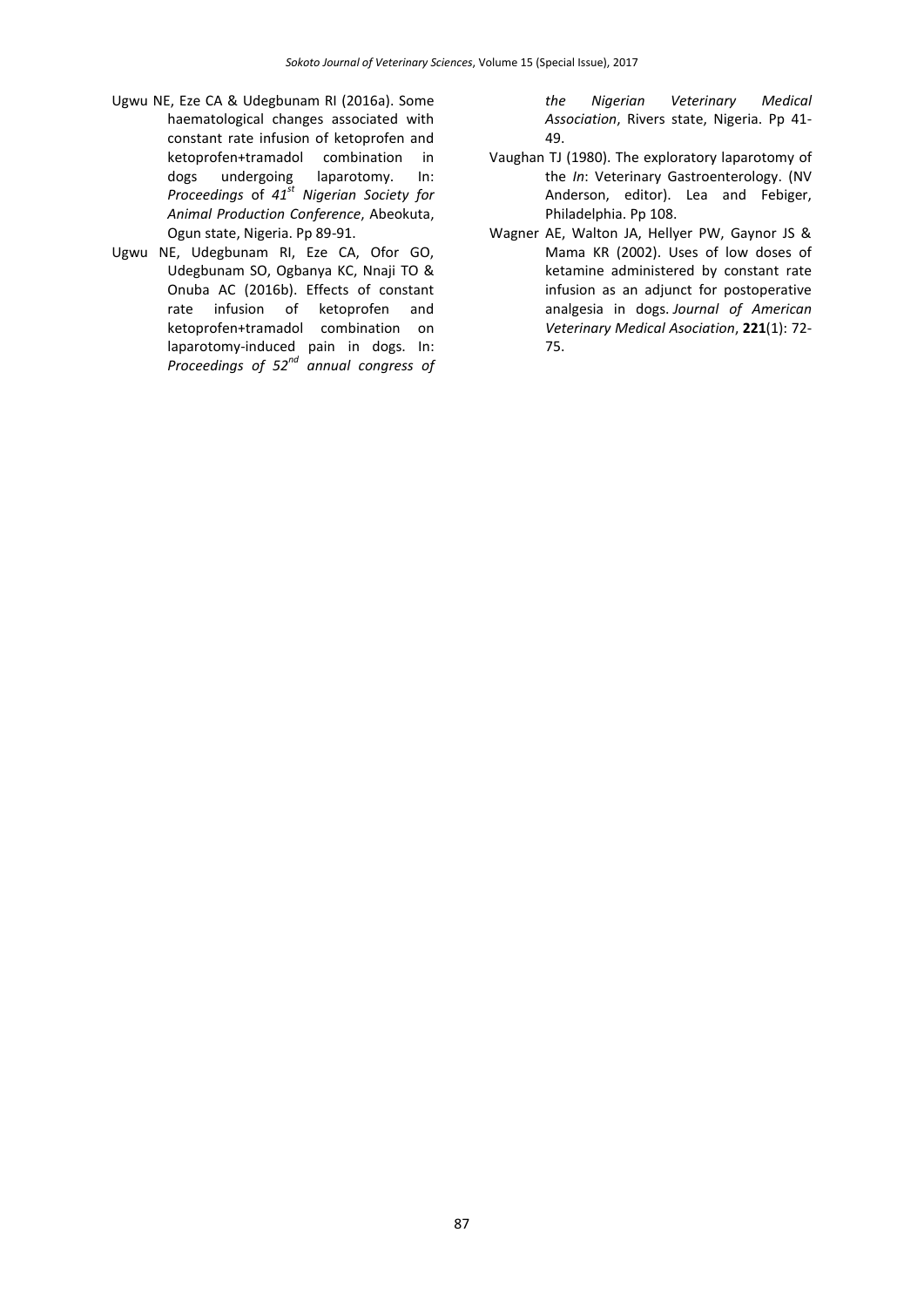Ugwu NE, Eze CA & Udegbunam RI (2016a). Some haematological changes associated with constant rate infusion of ketoprofen and ketoprofen+tramadol combination in dogs undergoing laparotomy. In: *Proceedings* of *41st Nigerian Society for Animal Production Conference*, Abeokuta, Ogun state, Nigeria. Pp 89-91.

Ugwu NE, Udegbunam RI, Eze CA, Ofor GO, Udegbunam SO, Ogbanya KC, Nnaji TO & Onuba AC (2016b). Effects of constant rate infusion of ketoprofen and ketoprofen+tramadol combination on laparotomy-induced pain in dogs. In: *Proceedings of 52nd annual congress of the Nigerian Veterinary Medical Association*, Rivers state, Nigeria. Pp 41-49.

Vaughan TJ (1980). The exploratory laparotomy of the *In*: Veterinary Gastroenterology. (NV Anderson, editor). Lea and Febiger, Philadelphia. Pp 108.

Wagner AE, Walton JA, Hellyer PW, Gaynor JS & Mama KR (2002). Uses of low doses of ketamine administered by constant rate infusion as an adjunct for postoperative analgesia in dogs. *Journal of American Veterinary Medical Asociation*, **221**(1): 72-75.